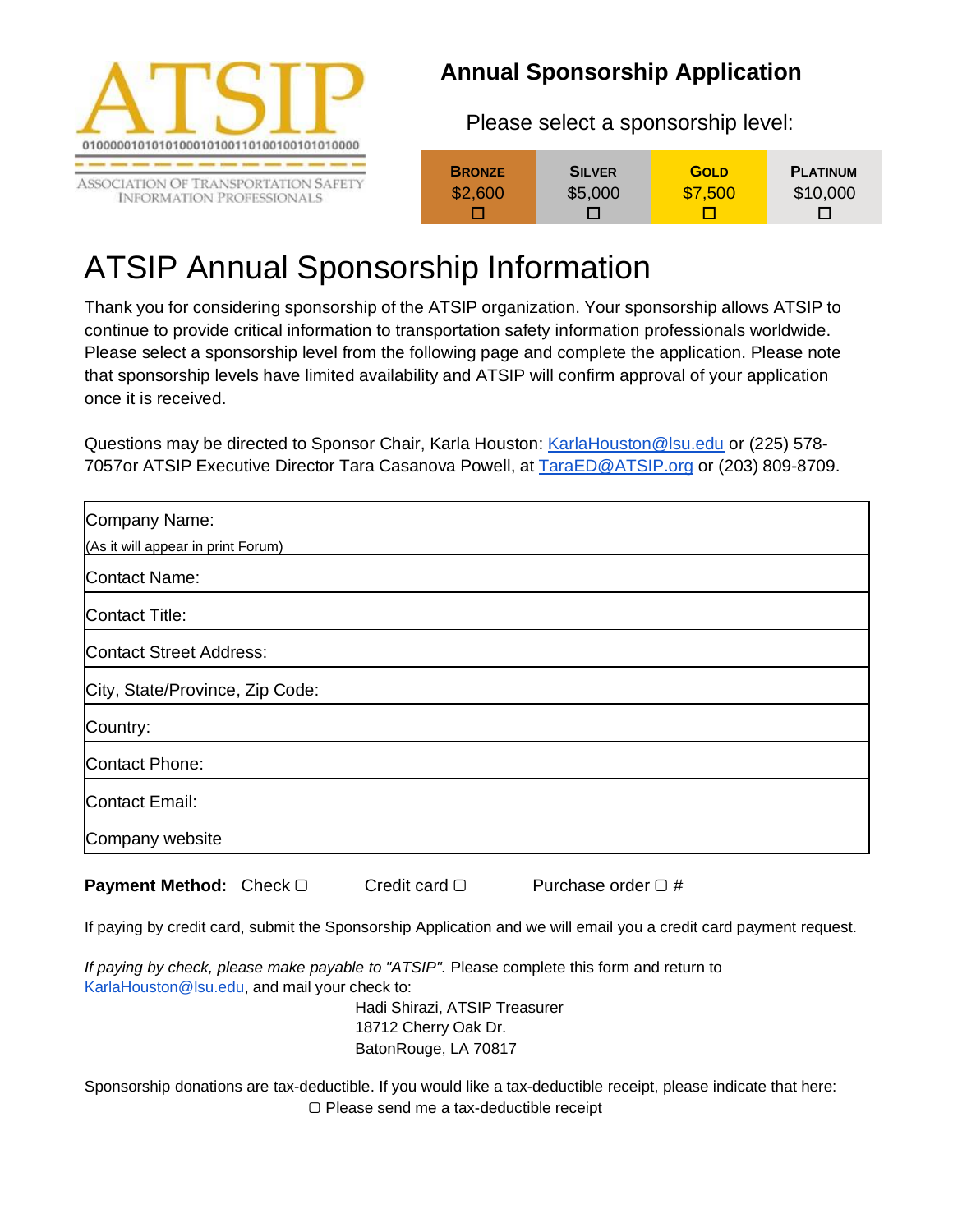ATSIP

0100000101010100010100110100100101010000

ASSOCIATION OF TRANSPORTATION SAFETY INFORMATION PROFESSIONALS

## Annual Sponsorship Application

Please select a sponsorship level:

| BRONZE | SILVER | GOLD | PLATINUM |
|---|---|---|---|
| $2,600 | $5,000 | $7,500 | $10,000 |
| ☐ | ☐ | ☐ | ☐ |

# ATSIP Annual Sponsorship Information

Thank you for considering sponsorship of the ATSIP organization. Your sponsorship allows ATSIP to continue to provide critical information to transportation safety information professionals worldwide. Please select a sponsorship level from the following page and complete the application. Please note that sponsorship levels have limited availability and ATSIP will confirm approval of your application once it is received.

Questions may be directed to Sponsor Chair, Karla Houston: KarlaHouston@lsu.edu or (225) 578-7057or ATSIP Executive Director Tara Casanova Powell, at TaraED@ATSIP.org or (203) 809-8709.

| | |
|---|---|
| Company Name: (As it will appear in print Forum) | |
| Contact Name: | |
| Contact Title: | |
| Contact Street Address: | |
| City, State/Province, Zip Code: | |
| Country: | |
| Contact Phone: | |
| Contact Email: | |
| Company website | |

**Payment Method:** Check ▢ Credit card ▢ Purchase order ▢ # ____________________

If paying by credit card, submit the Sponsorship Application and we will email you a credit card payment request.

*If paying by check, please make payable to "ATSIP".* Please complete this form and return to KarlaHouston@lsu.edu, and mail your check to:

Hadi Shirazi, ATSIP Treasurer
18712 Cherry Oak Dr.
BatonRouge, LA 70817

Sponsorship donations are tax-deductible. If you would like a tax-deductible receipt, please indicate that here:

▢ Please send me a tax-deductible receipt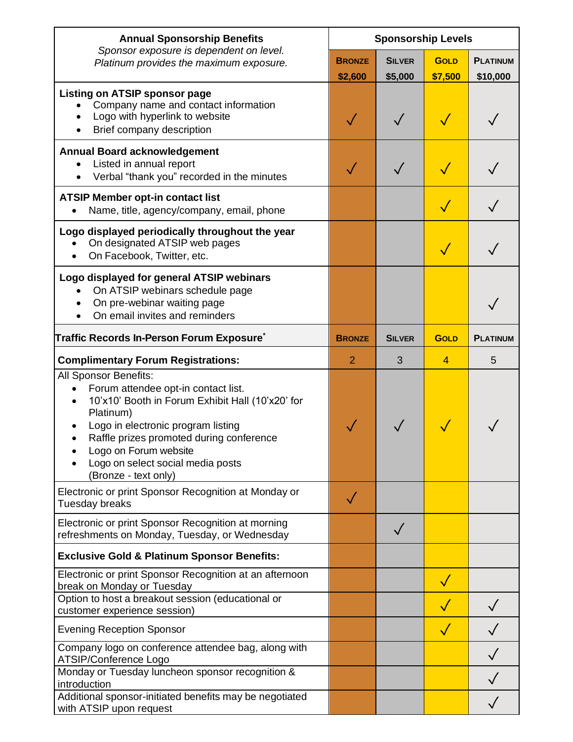| **Annual Sponsorship Benefits**<br>*Sponsor exposure is dependent on level. Platinum provides the maximum exposure.* | **Sponsorship Levels** | | | |
|---|---|---|---|---|
| | **BRONZE**<br>**$2,600** | **SILVER**<br>**$5,000** | **GOLD**<br>**$7,500** | **PLATINUM**<br>**$10,000** |
| **Listing on ATSIP sponsor page**<br>• Company name and contact information<br>• Logo with hyperlink to website<br>• Brief company description | ✓ | ✓ | ✓ | ✓ |
| **Annual Board acknowledgement**<br>• Listed in annual report<br>• Verbal "thank you" recorded in the minutes | ✓ | ✓ | ✓ | ✓ |
| **ATSIP Member opt-in contact list**<br>• Name, title, agency/company, email, phone | | | ✓ | ✓ |
| **Logo displayed periodically throughout the year**<br>• On designated ATSIP web pages<br>• On Facebook, Twitter, etc. | | | ✓ | ✓ |
| **Logo displayed for general ATSIP webinars**<br>• On ATSIP webinars schedule page<br>• On pre-webinar waiting page<br>• On email invites and reminders | | | | ✓ |
| **Traffic Records In-Person Forum Exposure***| **BRONZE** | **SILVER** | **GOLD** | **PLATINUM** |
| **Complimentary Forum Registrations:** | 2 | 3 | 4 | 5 |
| All Sponsor Benefits:<br>• Forum attendee opt-in contact list.<br>• 10'x10' Booth in Forum Exhibit Hall (10'x20' for Platinum)<br>• Logo in electronic program listing<br>• Raffle prizes promoted during conference<br>• Logo on Forum website<br>• Logo on select social media posts (Bronze - text only) | ✓ | ✓ | ✓ | ✓ |
| Electronic or print Sponsor Recognition at Monday or Tuesday breaks | ✓ | | | |
| Electronic or print Sponsor Recognition at morning refreshments on Monday, Tuesday, or Wednesday | | ✓ | | |
| **Exclusive Gold & Platinum Sponsor Benefits:** | | | | |
| Electronic or print Sponsor Recognition at an afternoon break on Monday or Tuesday | | | ✓ | |
| Option to host a breakout session (educational or customer experience session) | | | ✓ | ✓ |
| Evening Reception Sponsor | | | ✓ | ✓ |
| Company logo on conference attendee bag, along with ATSIP/Conference Logo | | | | ✓ |
| Monday or Tuesday luncheon sponsor recognition & introduction | | | | ✓ |
| Additional sponsor-initiated benefits may be negotiated with ATSIP upon request | | | | ✓ |